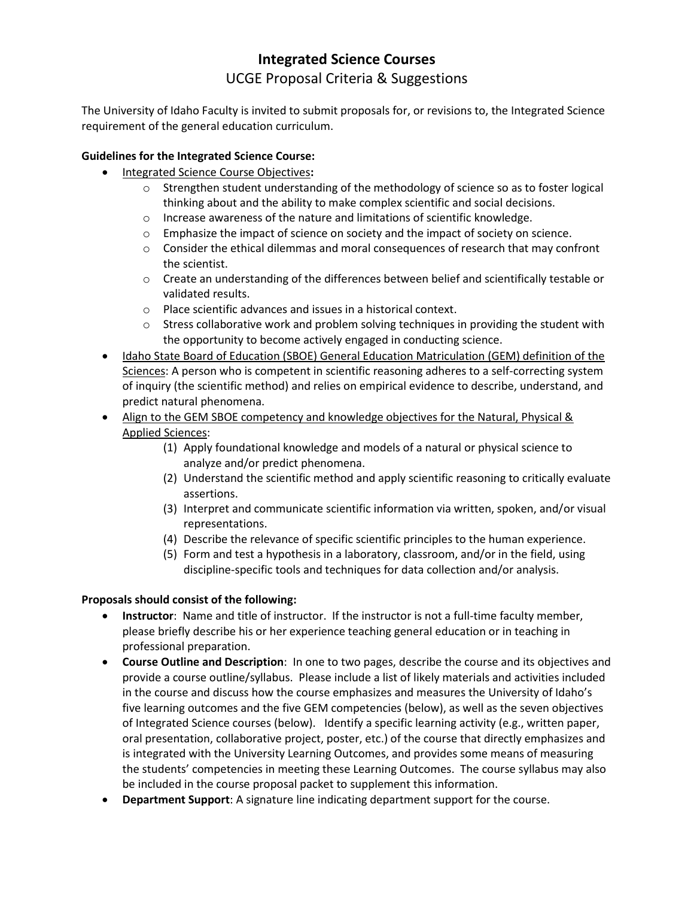# Integrated Science Courses

## UCGE Proposal Criteria & Suggestions

The University of Idaho Faculty is invited to submit proposals for, or revisions to, the Integrated Science requirement of the general education curriculum.

**Guidelines for the Integrated Science Course:**

- Integrated Science Course Objectives**:**
  - Strengthen student understanding of the methodology of science so as to foster logical thinking about and the ability to make complex scientific and social decisions.
  - Increase awareness of the nature and limitations of scientific knowledge.
  - Emphasize the impact of science on society and the impact of society on science.
  - Consider the ethical dilemmas and moral consequences of research that may confront the scientist.
  - Create an understanding of the differences between belief and scientifically testable or validated results.
  - Place scientific advances and issues in a historical context.
  - Stress collaborative work and problem solving techniques in providing the student with the opportunity to become actively engaged in conducting science.
- Idaho State Board of Education (SBOE) General Education Matriculation (GEM) definition of the Sciences: A person who is competent in scientific reasoning adheres to a self-correcting system of inquiry (the scientific method) and relies on empirical evidence to describe, understand, and predict natural phenomena.
- Align to the GEM SBOE competency and knowledge objectives for the Natural, Physical & Applied Sciences:
  1. Apply foundational knowledge and models of a natural or physical science to analyze and/or predict phenomena.
  2. Understand the scientific method and apply scientific reasoning to critically evaluate assertions.
  3. Interpret and communicate scientific information via written, spoken, and/or visual representations.
  4. Describe the relevance of specific scientific principles to the human experience.
  5. Form and test a hypothesis in a laboratory, classroom, and/or in the field, using discipline-specific tools and techniques for data collection and/or analysis.

**Proposals should consist of the following:**

- **Instructor**: Name and title of instructor. If the instructor is not a full-time faculty member, please briefly describe his or her experience teaching general education or in teaching in professional preparation.
- **Course Outline and Description**: In one to two pages, describe the course and its objectives and provide a course outline/syllabus. Please include a list of likely materials and activities included in the course and discuss how the course emphasizes and measures the University of Idaho's five learning outcomes and the five GEM competencies (below), as well as the seven objectives of Integrated Science courses (below). Identify a specific learning activity (e.g., written paper, oral presentation, collaborative project, poster, etc.) of the course that directly emphasizes and is integrated with the University Learning Outcomes, and provides some means of measuring the students' competencies in meeting these Learning Outcomes. The course syllabus may also be included in the course proposal packet to supplement this information.
- **Department Support**: A signature line indicating department support for the course.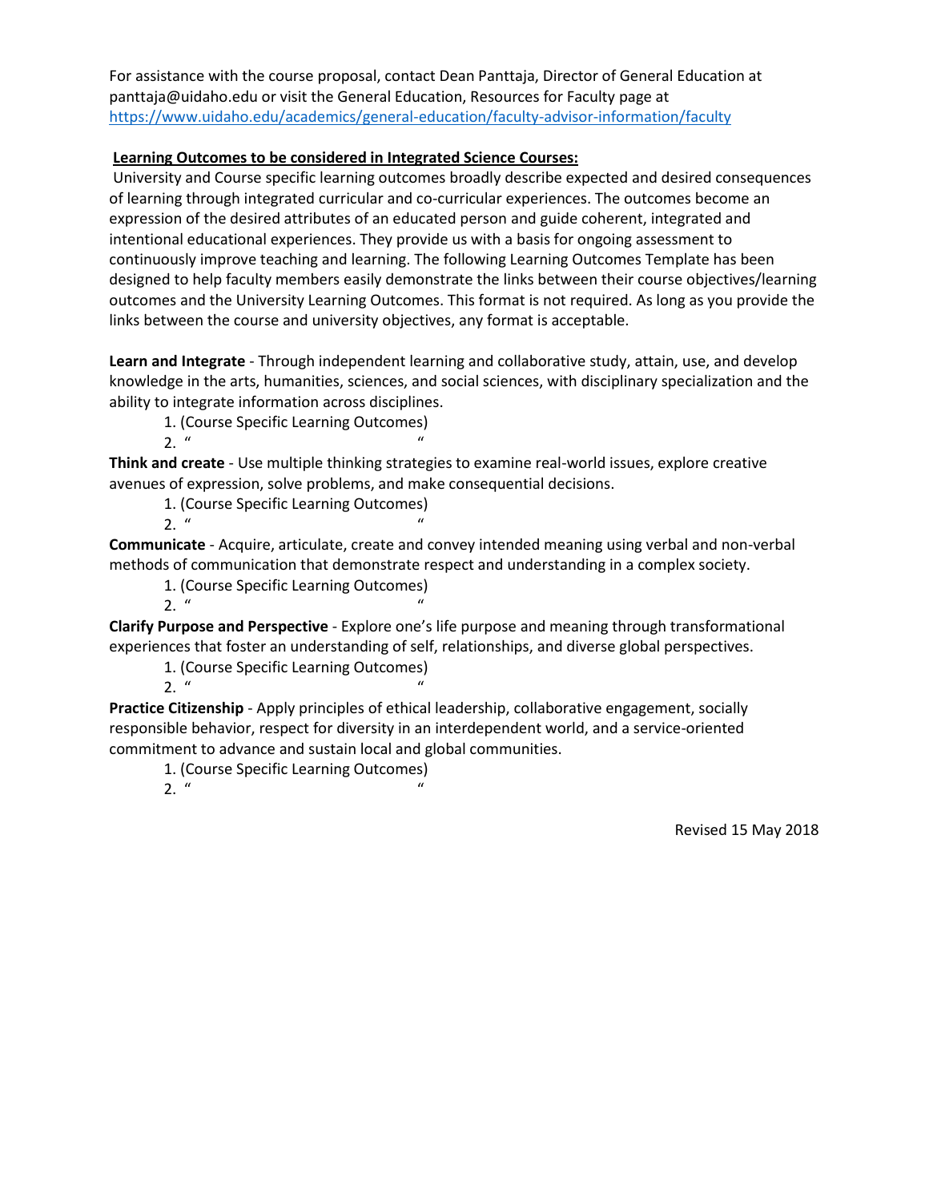For assistance with the course proposal, contact Dean Panttaja, Director of General Education at panttaja@uidaho.edu or visit the General Education, Resources for Faculty page at https://www.uidaho.edu/academics/general-education/faculty-advisor-information/faculty

**Learning Outcomes to be considered in Integrated Science Courses:**

University and Course specific learning outcomes broadly describe expected and desired consequences of learning through integrated curricular and co-curricular experiences. The outcomes become an expression of the desired attributes of an educated person and guide coherent, integrated and intentional educational experiences. They provide us with a basis for ongoing assessment to continuously improve teaching and learning. The following Learning Outcomes Template has been designed to help faculty members easily demonstrate the links between their course objectives/learning outcomes and the University Learning Outcomes. This format is not required. As long as you provide the links between the course and university objectives, any format is acceptable.

**Learn and Integrate** - Through independent learning and collaborative study, attain, use, and develop knowledge in the arts, humanities, sciences, and social sciences, with disciplinary specialization and the ability to integrate information across disciplines.

1. (Course Specific Learning Outcomes)
2. " "

**Think and create** - Use multiple thinking strategies to examine real-world issues, explore creative avenues of expression, solve problems, and make consequential decisions.

1. (Course Specific Learning Outcomes)
2. " "

**Communicate** - Acquire, articulate, create and convey intended meaning using verbal and non-verbal methods of communication that demonstrate respect and understanding in a complex society.

1. (Course Specific Learning Outcomes)
2. " "

**Clarify Purpose and Perspective** - Explore one's life purpose and meaning through transformational experiences that foster an understanding of self, relationships, and diverse global perspectives.

1. (Course Specific Learning Outcomes)
2. " "

**Practice Citizenship** - Apply principles of ethical leadership, collaborative engagement, socially responsible behavior, respect for diversity in an interdependent world, and a service-oriented commitment to advance and sustain local and global communities.

1. (Course Specific Learning Outcomes)
2. " "

Revised 15 May 2018